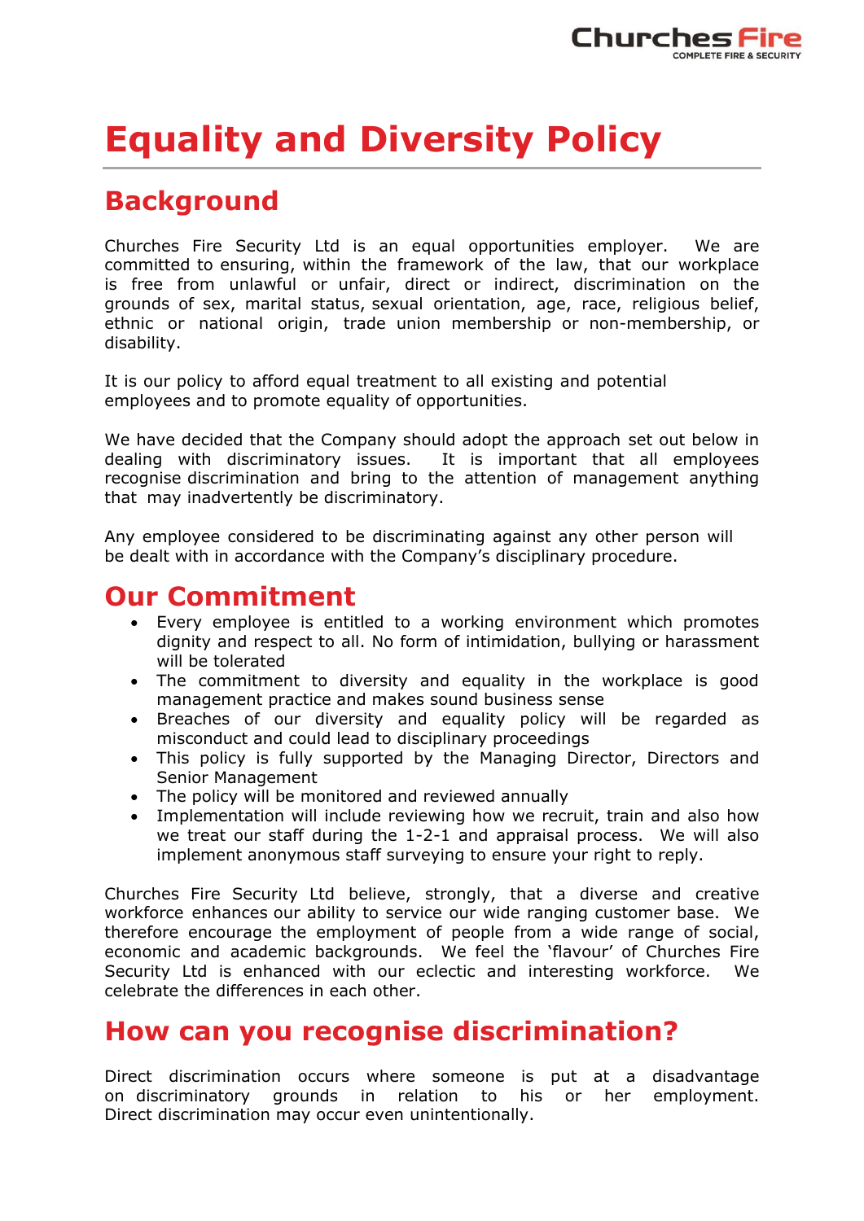# Equality and Diversity Policy

## Background

Churches Fire Security Ltd is an equal opportunities employer. We are committed to ensuring, within the framework of the law, that our workplace is free from unlawful or unfair, direct or indirect, discrimination on the grounds of sex, marital status, sexual orientation, age, race, religious belief, ethnic or national origin, trade union membership or non-membership, or disability.

It is our policy to afford equal treatment to all existing and potential employees and to promote equality of opportunities.

We have decided that the Company should adopt the approach set out below in dealing with discriminatory issues. It is important that all employees recognise discrimination and bring to the attention of management anything that may inadvertently be discriminatory.

Any employee considered to be discriminating against any other person will be dealt with in accordance with the Company's disciplinary procedure.

## Our Commitment

- Every employee is entitled to a working environment which promotes dignity and respect to all. No form of intimidation, bullying or harassment will be tolerated
- The commitment to diversity and equality in the workplace is good management practice and makes sound business sense
- Breaches of our diversity and equality policy will be regarded as misconduct and could lead to disciplinary proceedings
- This policy is fully supported by the Managing Director, Directors and Senior Management
- The policy will be monitored and reviewed annually
- Implementation will include reviewing how we recruit, train and also how we treat our staff during the 1-2-1 and appraisal process. We will also implement anonymous staff surveying to ensure your right to reply.

Churches Fire Security Ltd believe, strongly, that a diverse and creative workforce enhances our ability to service our wide ranging customer base. We therefore encourage the employment of people from a wide range of social, economic and academic backgrounds. We feel the 'flavour' of Churches Fire Security Ltd is enhanced with our eclectic and interesting workforce. We celebrate the differences in each other.

## How can you recognise discrimination?

Direct discrimination occurs where someone is put at a disadvantage on discriminatory grounds in relation to his or her employment. Direct discrimination may occur even unintentionally.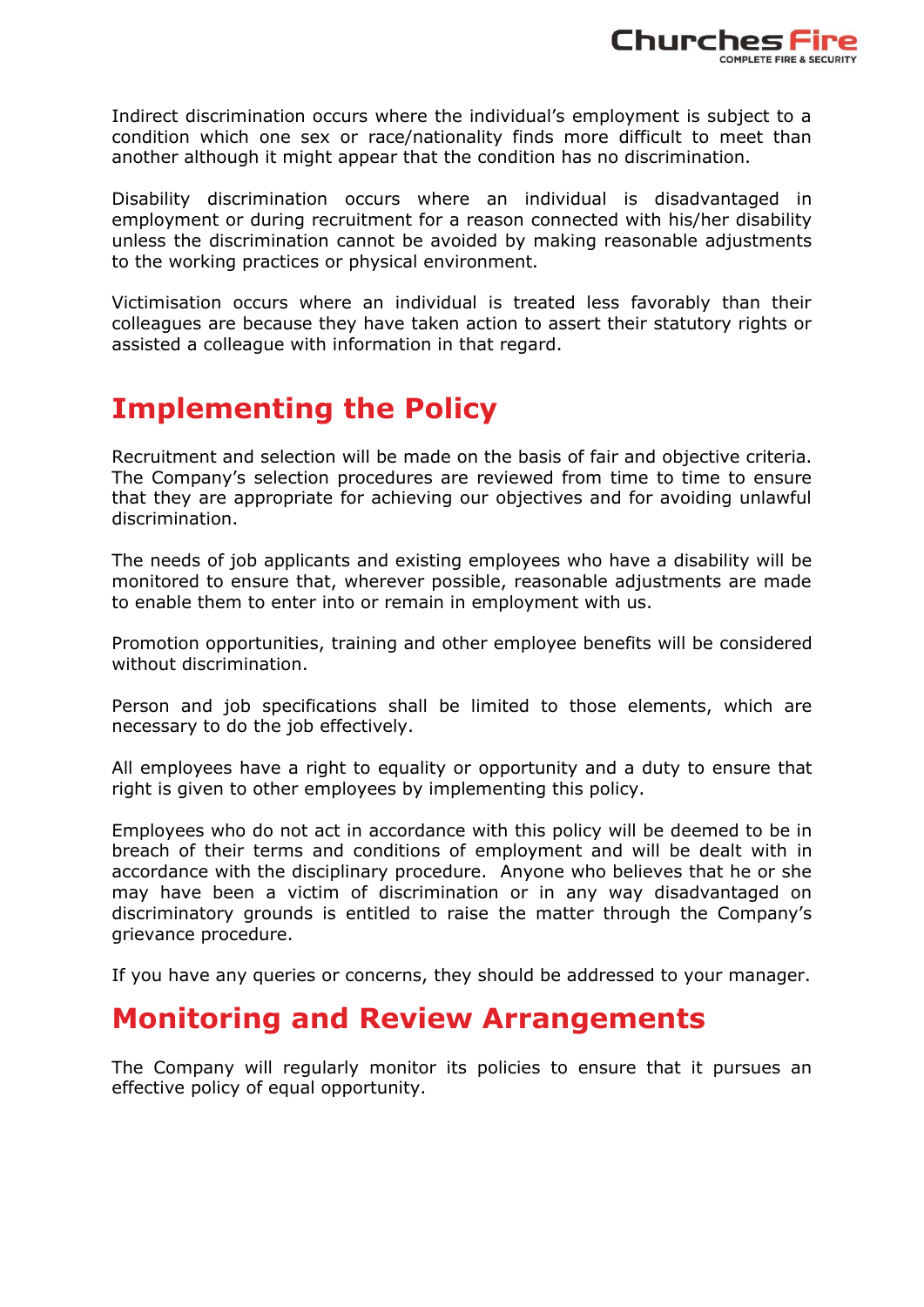Indirect discrimination occurs where the individual's employment is subject to a condition which one sex or race/nationality finds more difficult to meet than another although it might appear that the condition has no discrimination.

Disability discrimination occurs where an individual is disadvantaged in employment or during recruitment for a reason connected with his/her disability unless the discrimination cannot be avoided by making reasonable adjustments to the working practices or physical environment.

Victimisation occurs where an individual is treated less favorably than their colleagues are because they have taken action to assert their statutory rights or assisted a colleague with information in that regard.

# Implementing the Policy

Recruitment and selection will be made on the basis of fair and objective criteria. The Company's selection procedures are reviewed from time to time to ensure that they are appropriate for achieving our objectives and for avoiding unlawful discrimination.

The needs of job applicants and existing employees who have a disability will be monitored to ensure that, wherever possible, reasonable adjustments are made to enable them to enter into or remain in employment with us.

Promotion opportunities, training and other employee benefits will be considered without discrimination.

Person and job specifications shall be limited to those elements, which are necessary to do the job effectively.

All employees have a right to equality or opportunity and a duty to ensure that right is given to other employees by implementing this policy.

Employees who do not act in accordance with this policy will be deemed to be in breach of their terms and conditions of employment and will be dealt with in accordance with the disciplinary procedure. Anyone who believes that he or she may have been a victim of discrimination or in any way disadvantaged on discriminatory grounds is entitled to raise the matter through the Company's grievance procedure.

If you have any queries or concerns, they should be addressed to your manager.

# Monitoring and Review Arrangements

The Company will regularly monitor its policies to ensure that it pursues an effective policy of equal opportunity.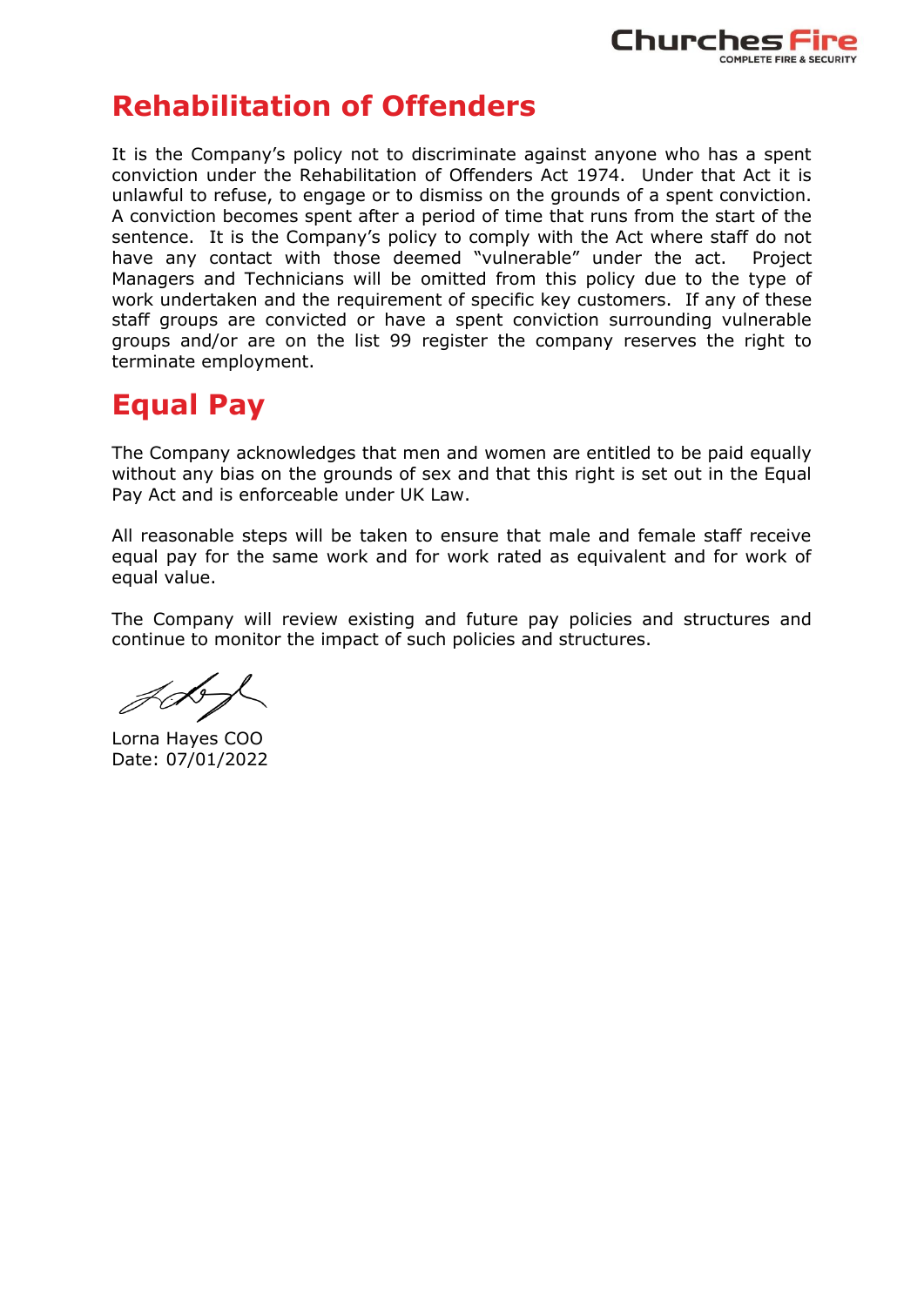# Rehabilitation of Offenders

It is the Company's policy not to discriminate against anyone who has a spent conviction under the Rehabilitation of Offenders Act 1974. Under that Act it is unlawful to refuse, to engage or to dismiss on the grounds of a spent conviction. A conviction becomes spent after a period of time that runs from the start of the sentence. It is the Company's policy to comply with the Act where staff do not have any contact with those deemed "vulnerable" under the act. Project Managers and Technicians will be omitted from this policy due to the type of work undertaken and the requirement of specific key customers. If any of these staff groups are convicted or have a spent conviction surrounding vulnerable groups and/or are on the list 99 register the company reserves the right to terminate employment.

# Equal Pay

The Company acknowledges that men and women are entitled to be paid equally without any bias on the grounds of sex and that this right is set out in the Equal Pay Act and is enforceable under UK Law.

All reasonable steps will be taken to ensure that male and female staff receive equal pay for the same work and for work rated as equivalent and for work of equal value.

The Company will review existing and future pay policies and structures and continue to monitor the impact of such policies and structures.

Lorna Hayes COO
Date: 07/01/2022